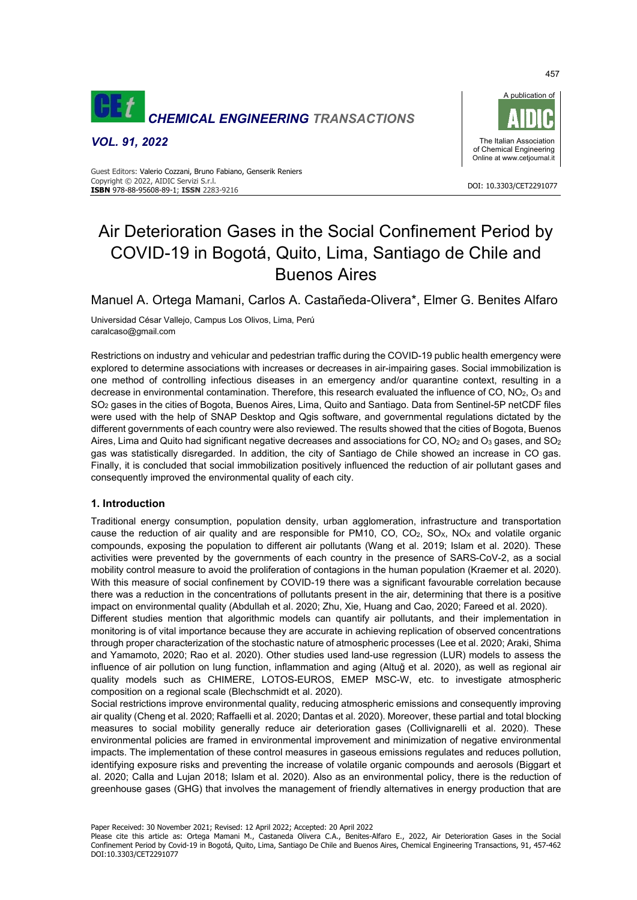# Air Deterioration Gases in the Social Confinement Period by COVID-19 in Bogotá, Quito, Lima, Santiago de Chile and Buenos Aires

Manuel A. Ortega Mamani, Carlos A. Castañeda-Olivera*, Elmer G. Benites Alfaro

Universidad César Vallejo, Campus Los Olivos, Lima, Perú
caralcaso@gmail.com

Restrictions on industry and vehicular and pedestrian traffic during the COVID-19 public health emergency were explored to determine associations with increases or decreases in air-impairing gases. Social immobilization is one method of controlling infectious diseases in an emergency and/or quarantine context, resulting in a decrease in environmental contamination. Therefore, this research evaluated the influence of CO, $NO_2$, $O_3$ and $SO_2$ gases in the cities of Bogota, Buenos Aires, Lima, Quito and Santiago. Data from Sentinel-5P netCDF files were used with the help of SNAP Desktop and Qgis software, and governmental regulations dictated by the different governments of each country were also reviewed. The results showed that the cities of Bogota, Buenos Aires, Lima and Quito had significant negative decreases and associations for CO, $NO_2$ and $O_3$ gases, and $SO_2$ gas was statistically disregarded. In addition, the city of Santiago de Chile showed an increase in CO gas. Finally, it is concluded that social immobilization positively influenced the reduction of air pollutant gases and consequently improved the environmental quality of each city.

## 1. Introduction

Traditional energy consumption, population density, urban agglomeration, infrastructure and transportation cause the reduction of air quality and are responsible for PM10, CO, $CO_2$, $SO_X$, $NO_X$ and volatile organic compounds, exposing the population to different air pollutants (Wang et al. 2019; Islam et al. 2020). These activities were prevented by the governments of each country in the presence of SARS-CoV-2, as a social mobility control measure to avoid the proliferation of contagions in the human population (Kraemer et al. 2020). With this measure of social confinement by COVID-19 there was a significant favourable correlation because there was a reduction in the concentrations of pollutants present in the air, determining that there is a positive impact on environmental quality (Abdullah et al. 2020; Zhu, Xie, Huang and Cao, 2020; Fareed et al. 2020).

Different studies mention that algorithmic models can quantify air pollutants, and their implementation in monitoring is of vital importance because they are accurate in achieving replication of observed concentrations through proper characterization of the stochastic nature of atmospheric processes (Lee et al. 2020; Araki, Shima and Yamamoto, 2020; Rao et al. 2020). Other studies used land-use regression (LUR) models to assess the influence of air pollution on lung function, inflammation and aging (Altuğ et al. 2020), as well as regional air quality models such as CHIMERE, LOTOS-EUROS, EMEP MSC-W, etc. to investigate atmospheric composition on a regional scale (Blechschmidt et al. 2020).

Social restrictions improve environmental quality, reducing atmospheric emissions and consequently improving air quality (Cheng et al. 2020; Raffaelli et al. 2020; Dantas et al. 2020). Moreover, these partial and total blocking measures to social mobility generally reduce air deterioration gases (Collivignarelli et al. 2020). These environmental policies are framed in environmental improvement and minimization of negative environmental impacts. The implementation of these control measures in gaseous emissions regulates and reduces pollution, identifying exposure risks and preventing the increase of volatile organic compounds and aerosols (Biggart et al. 2020; Calla and Lujan 2018; Islam et al. 2020). Also as an environmental policy, there is the reduction of greenhouse gases (GHG) that involves the management of friendly alternatives in energy production that are

Paper Received: 30 November 2021; Revised: 12 April 2022; Accepted: 20 April 2022

Please cite this article as: Ortega Mamani M., Castaneda Olivera C.A., Benites-Alfaro E., 2022, Air Deterioration Gases in the Social Confinement Period by Covid-19 in Bogotá, Quito, Lima, Santiago De Chile and Buenos Aires, Chemical Engineering Transactions, 91, 457-462 DOI:10.3303/CET2291077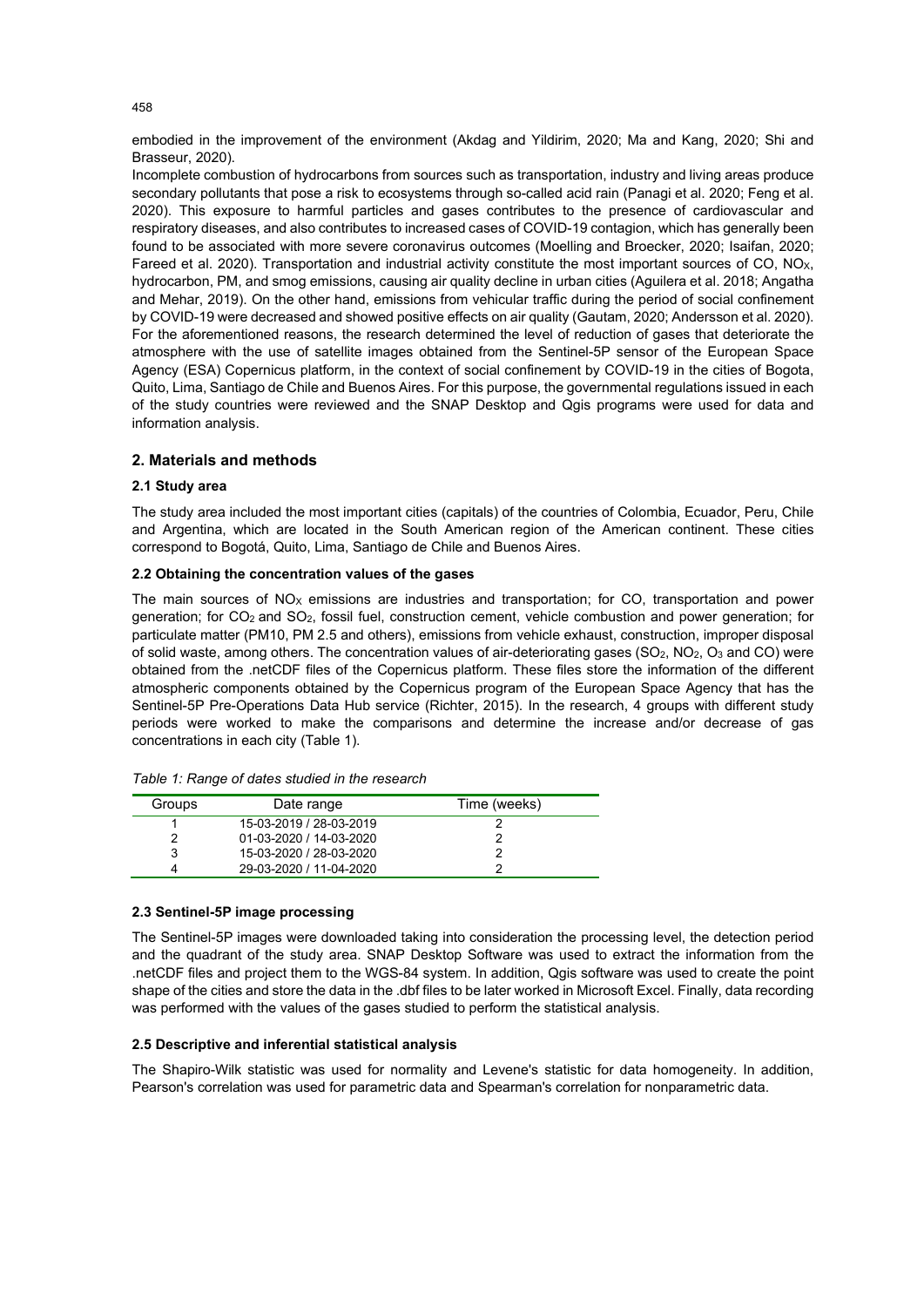embodied in the improvement of the environment (Akdag and Yildirim, 2020; Ma and Kang, 2020; Shi and Brasseur, 2020).

Incomplete combustion of hydrocarbons from sources such as transportation, industry and living areas produce secondary pollutants that pose a risk to ecosystems through so-called acid rain (Panagi et al. 2020; Feng et al. 2020). This exposure to harmful particles and gases contributes to the presence of cardiovascular and respiratory diseases, and also contributes to increased cases of COVID-19 contagion, which has generally been found to be associated with more severe coronavirus outcomes (Moelling and Broecker, 2020; Isaifan, 2020; Fareed et al. 2020). Transportation and industrial activity constitute the most important sources of CO, $NO_X$, hydrocarbon, PM, and smog emissions, causing air quality decline in urban cities (Aguilera et al. 2018; Angatha and Mehar, 2019). On the other hand, emissions from vehicular traffic during the period of social confinement by COVID-19 were decreased and showed positive effects on air quality (Gautam, 2020; Andersson et al. 2020). For the aforementioned reasons, the research determined the level of reduction of gases that deteriorate the atmosphere with the use of satellite images obtained from the Sentinel-5P sensor of the European Space Agency (ESA) Copernicus platform, in the context of social confinement by COVID-19 in the cities of Bogota, Quito, Lima, Santiago de Chile and Buenos Aires. For this purpose, the governmental regulations issued in each of the study countries were reviewed and the SNAP Desktop and Qgis programs were used for data and information analysis.

## 2. Materials and methods

### 2.1 Study area

The study area included the most important cities (capitals) of the countries of Colombia, Ecuador, Peru, Chile and Argentina, which are located in the South American region of the American continent. These cities correspond to Bogotá, Quito, Lima, Santiago de Chile and Buenos Aires.

### 2.2 Obtaining the concentration values of the gases

The main sources of $NO_X$ emissions are industries and transportation; for CO, transportation and power generation; for $CO_2$ and $SO_2$, fossil fuel, construction cement, vehicle combustion and power generation; for particulate matter (PM10, PM 2.5 and others), emissions from vehicle exhaust, construction, improper disposal of solid waste, among others. The concentration values of air-deteriorating gases ($SO_2$, $NO_2$, $O_3$ and CO) were obtained from the .netCDF files of the Copernicus platform. These files store the information of the different atmospheric components obtained by the Copernicus program of the European Space Agency that has the Sentinel-5P Pre-Operations Data Hub service (Richter, 2015). In the research, 4 groups with different study periods were worked to make the comparisons and determine the increase and/or decrease of gas concentrations in each city (Table 1).

*Table 1: Range of dates studied in the research*

| Groups | Date range | Time (weeks) |
|---|---|---|
| 1 | 15-03-2019 / 28-03-2019 | 2 |
| 2 | 01-03-2020 / 14-03-2020 | 2 |
| 3 | 15-03-2020 / 28-03-2020 | 2 |
| 4 | 29-03-2020 / 11-04-2020 | 2 |

### 2.3 Sentinel-5P image processing

The Sentinel-5P images were downloaded taking into consideration the processing level, the detection period and the quadrant of the study area. SNAP Desktop Software was used to extract the information from the .netCDF files and project them to the WGS-84 system. In addition, Qgis software was used to create the point shape of the cities and store the data in the .dbf files to be later worked in Microsoft Excel. Finally, data recording was performed with the values of the gases studied to perform the statistical analysis.

### 2.5 Descriptive and inferential statistical analysis

The Shapiro-Wilk statistic was used for normality and Levene's statistic for data homogeneity. In addition, Pearson's correlation was used for parametric data and Spearman's correlation for nonparametric data.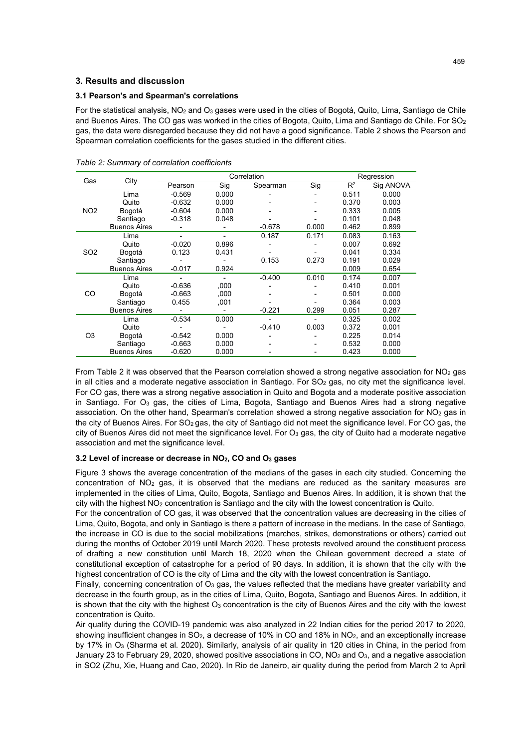## 3. Results and discussion

### 3.1 Pearson's and Spearman's correlations

For the statistical analysis, $NO_2$ and $O_3$ gases were used in the cities of Bogotá, Quito, Lima, Santiago de Chile and Buenos Aires. The CO gas was worked in the cities of Bogota, Quito, Lima and Santiago de Chile. For $SO_2$ gas, the data were disregarded because they did not have a good significance. Table 2 shows the Pearson and Spearman correlation coefficients for the gases studied in the different cities.

*Table 2: Summary of correlation coefficients*

| Gas | City | Correlation | | | | Regression | |
|---|---|---|---|---|---|---|---|
| | | Pearson | Sig | Spearman | Sig | $R^2$ | Sig ANOVA |
| NO2 | Lima | -0.569 | 0.000 | - | - | 0.511 | 0.000 |
| | Quito | -0.632 | 0.000 | - | - | 0.370 | 0.003 |
| | Bogotá | -0.604 | 0.000 | - | - | 0.333 | 0.005 |
| | Santiago | -0.318 | 0.048 | - | - | 0.101 | 0.048 |
| | Buenos Aires | - | - | -0.678 | 0.000 | 0.462 | 0.899 |
| SO2 | Lima | - | - | 0.187 | 0.171 | 0.083 | 0.163 |
| | Quito | -0.020 | 0.896 | - | - | 0.007 | 0.692 |
| | Bogotá | 0.123 | 0.431 | - | - | 0.041 | 0.334 |
| | Santiago | - | - | 0.153 | 0.273 | 0.191 | 0.029 |
| | Buenos Aires | -0.017 | 0.924 | | | 0.009 | 0.654 |
| CO | Lima | - | - | -0.400 | 0.010 | 0.174 | 0.007 |
| | Quito | -0.636 | ,000 | - | - | 0.410 | 0.001 |
| | Bogotá | -0.663 | ,000 | - | - | 0.501 | 0.000 |
| | Santiago | 0.455 | ,001 | - | - | 0.364 | 0.003 |
| | Buenos Aires | - | - | -0.221 | 0.299 | 0.051 | 0.287 |
| O3 | Lima | -0.534 | 0.000 | - | - | 0.325 | 0.002 |
| | Quito | - | - | -0.410 | 0.003 | 0.372 | 0.001 |
| | Bogotá | -0.542 | 0.000 | - | - | 0.225 | 0.014 |
| | Santiago | -0.663 | 0.000 | - | - | 0.532 | 0.000 |
| | Buenos Aires | -0.620 | 0.000 | - | - | 0.423 | 0.000 |

From Table 2 it was observed that the Pearson correlation showed a strong negative association for $NO_2$ gas in all cities and a moderate negative association in Santiago. For $SO_2$ gas, no city met the significance level. For CO gas, there was a strong negative association in Quito and Bogota and a moderate positive association in Santiago. For $O_3$ gas, the cities of Lima, Bogota, Santiago and Buenos Aires had a strong negative association. On the other hand, Spearman's correlation showed a strong negative association for $NO_2$ gas in the city of Buenos Aires. For $SO_2$ gas, the city of Santiago did not meet the significance level. For CO gas, the city of Buenos Aires did not meet the significance level. For $O_3$ gas, the city of Quito had a moderate negative association and met the significance level.

### 3.2 Level of increase or decrease in $NO_2$, CO and $O_3$ gases

Figure 3 shows the average concentration of the medians of the gases in each city studied. Concerning the concentration of $NO_2$ gas, it is observed that the medians are reduced as the sanitary measures are implemented in the cities of Lima, Quito, Bogota, Santiago and Buenos Aires. In addition, it is shown that the city with the highest $NO_2$ concentration is Santiago and the city with the lowest concentration is Quito.

For the concentration of CO gas, it was observed that the concentration values are decreasing in the cities of Lima, Quito, Bogota, and only in Santiago is there a pattern of increase in the medians. In the case of Santiago, the increase in CO is due to the social mobilizations (marches, strikes, demonstrations or others) carried out during the months of October 2019 until March 2020. These protests revolved around the constituent process of drafting a new constitution until March 18, 2020 when the Chilean government decreed a state of constitutional exception of catastrophe for a period of 90 days. In addition, it is shown that the city with the highest concentration of CO is the city of Lima and the city with the lowest concentration is Santiago.

Finally, concerning concentration of $O_3$ gas, the values reflected that the medians have greater variability and decrease in the fourth group, as in the cities of Lima, Quito, Bogota, Santiago and Buenos Aires. In addition, it is shown that the city with the highest $O_3$ concentration is the city of Buenos Aires and the city with the lowest concentration is Quito.

Air quality during the COVID-19 pandemic was also analyzed in 22 Indian cities for the period 2017 to 2020, showing insufficient changes in $SO_2$, a decrease of 10% in CO and 18% in $NO_2$, and an exceptionally increase by 17% in $O_3$ (Sharma et al. 2020). Similarly, analysis of air quality in 120 cities in China, in the period from January 23 to February 29, 2020, showed positive associations in CO, $NO_2$ and $O_3$, and a negative association in SO2 (Zhu, Xie, Huang and Cao, 2020). In Rio de Janeiro, air quality during the period from March 2 to April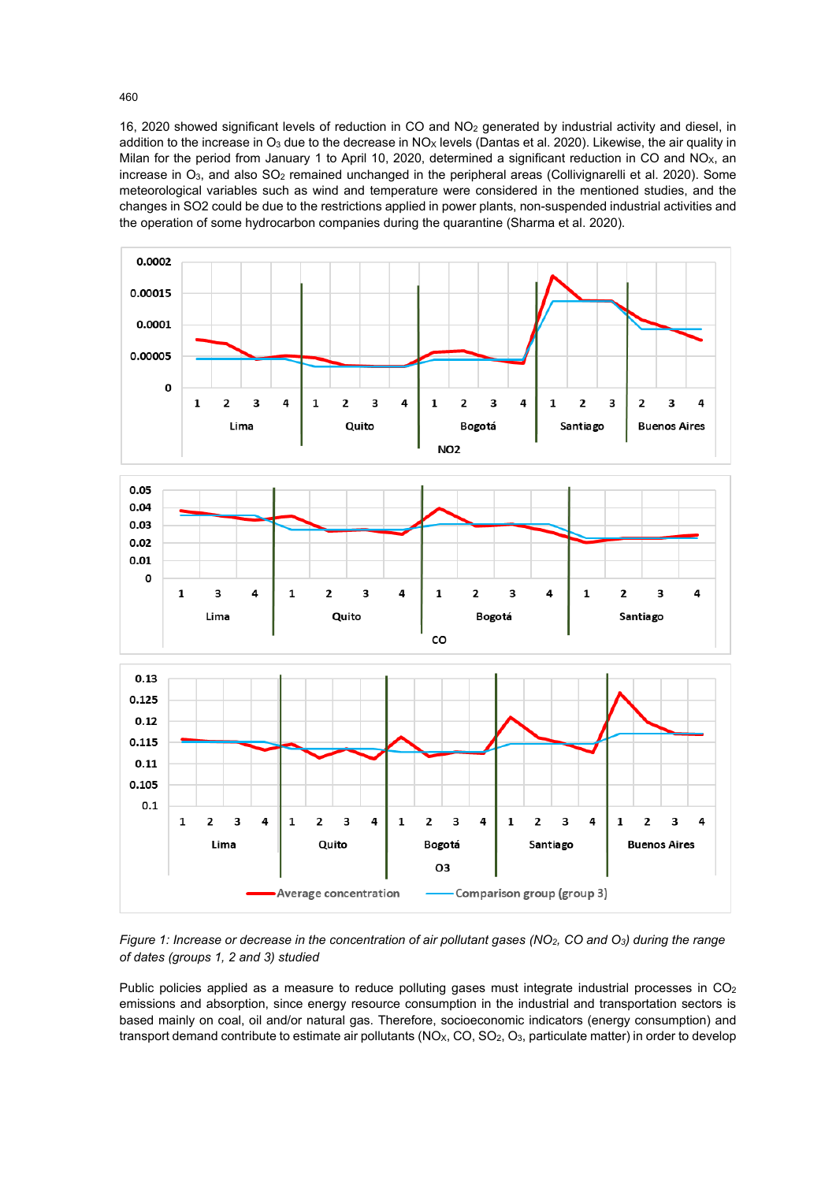16, 2020 showed significant levels of reduction in CO and $NO_2$ generated by industrial activity and diesel, in addition to the increase in $O_3$ due to the decrease in $NO_X$ levels (Dantas et al. 2020). Likewise, the air quality in Milan for the period from January 1 to April 10, 2020, determined a significant reduction in CO and $NO_X$, an increase in $O_3$, and also $SO_2$ remained unchanged in the peripheral areas (Collivignarelli et al. 2020). Some meteorological variables such as wind and temperature were considered in the mentioned studies, and the changes in SO2 could be due to the restrictions applied in power plants, non-suspended industrial activities and the operation of some hydrocarbon companies during the quarantine (Sharma et al. 2020).

*Figure 1: Increase or decrease in the concentration of air pollutant gases ($NO_2$, CO and $O_3$) during the range of dates (groups 1, 2 and 3) studied*

Public policies applied as a measure to reduce polluting gases must integrate industrial processes in $CO_2$ emissions and absorption, since energy resource consumption in the industrial and transportation sectors is based mainly on coal, oil and/or natural gas. Therefore, socioeconomic indicators (energy consumption) and transport demand contribute to estimate air pollutants ($NO_X$, CO, $SO_2$, $O_3$, particulate matter) in order to develop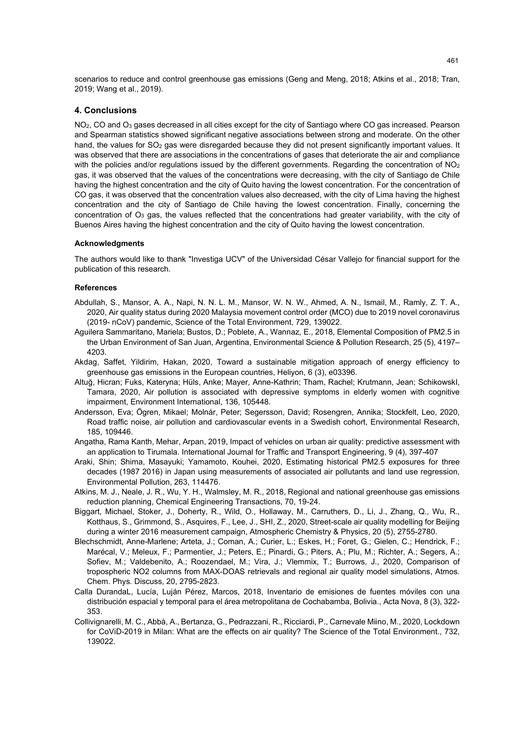scenarios to reduce and control greenhouse gas emissions (Geng and Meng, 2018; Atkins et al., 2018; Tran, 2019; Wang et al., 2019).

## 4. Conclusions

$NO_2$, CO and $O_3$ gases decreased in all cities except for the city of Santiago where CO gas increased. Pearson and Spearman statistics showed significant negative associations between strong and moderate. On the other hand, the values for $SO_2$ gas were disregarded because they did not present significantly important values. It was observed that there are associations in the concentrations of gases that deteriorate the air and compliance with the policies and/or regulations issued by the different governments. Regarding the concentration of $NO_2$ gas, it was observed that the values of the concentrations were decreasing, with the city of Santiago de Chile having the highest concentration and the city of Quito having the lowest concentration. For the concentration of CO gas, it was observed that the concentration values also decreased, with the city of Lima having the highest concentration and the city of Santiago de Chile having the lowest concentration. Finally, concerning the concentration of $O_3$ gas, the values reflected that the concentrations had greater variability, with the city of Buenos Aires having the highest concentration and the city of Quito having the lowest concentration.

#### Acknowledgments

The authors would like to thank "Investiga UCV" of the Universidad César Vallejo for financial support for the publication of this research.

#### References

Abdullah, S., Mansor, A. A., Napi, N. N. L. M., Mansor, W. N. W., Ahmed, A. N., Ismail, M., Ramly, Z. T. A., 2020, Air quality status during 2020 Malaysia movement control order (MCO) due to 2019 novel coronavirus (2019- nCoV) pandemic, Science of the Total Environment, 729, 139022.

Aguilera Sammaritano, Mariela; Bustos, D.; Poblete, A., Wannaz, E., 2018, Elemental Composition of PM2.5 in the Urban Environment of San Juan, Argentina, Environmental Science & Pollution Research, 25 (5), 4197–4203.

Akdag, Saffet, Yildirim, Hakan, 2020, Toward a sustainable mitigation approach of energy efficiency to greenhouse gas emissions in the European countries, Heliyon, 6 (3), e03396.

Altuğ, Hicran; Fuks, Kateryna; Hüls, Anke; Mayer, Anne-Kathrin; Tham, Rachel; Krutmann, Jean; SchikowskI, Tamara, 2020, Air pollution is associated with depressive symptoms in elderly women with cognitive impairment, Environment International, 136, 105448.

Andersson, Eva; Ögren, Mikael; Molnár, Peter; Segersson, David; Rosengren, Annika; Stockfelt, Leo, 2020, Road traffic noise, air pollution and cardiovascular events in a Swedish cohort, Environmental Research, 185, 109446.

Angatha, Rama Kanth, Mehar, Arpan, 2019, Impact of vehicles on urban air quality: predictive assessment with an application to Tirumala. International Journal for Traffic and Transport Engineering, 9 (4), 397-407

Araki, Shin; Shima, Masayuki; Yamamoto, Kouhei, 2020, Estimating historical PM2.5 exposures for three decades (1987 2016) in Japan using measurements of associated air pollutants and land use regression, Environmental Pollution, 263, 114476.

Atkins, M. J., Neale, J. R., Wu, Y. H., Walmsley, M. R., 2018, Regional and national greenhouse gas emissions reduction planning, Chemical Engineering Transactions, 70, 19-24.

Biggart, Michael, Stoker, J., Doherty, R., Wild, O., Hollaway, M., Carruthers, D., Li, J., Zhang, Q., Wu, R., Kotthaus, S., Grimmond, S., Asquires, F., Lee, J., SHI, Z., 2020, Street-scale air quality modelling for Beijing during a winter 2016 measurement campaign, Atmospheric Chemistry & Physics, 20 (5), 2755-2780.

Blechschmidt, Anne-Marlene; Arteta, J.; Coman, A.; Curier, L.; Eskes, H.; Foret, G.; Gielen, C.; Hendrick, F.; Marécal, V.; Meleux, F.; Parmentier, J.; Peters, E.; Pinardi, G.; Piters, A.; Plu, M.; Richter, A.; Segers, A.; Sofiev, M.; Valdebenito, A.; Roozendael, M.; Vira, J.; Vlemmix, T.; Burrows, J., 2020, Comparison of tropospheric NO2 columns from MAX-DOAS retrievals and regional air quality model simulations, Atmos. Chem. Phys. Discuss, 20, 2795-2823.

Calla DurandaL, Lucía, Luján Pérez, Marcos, 2018, Inventario de emisiones de fuentes móviles con una distribución espacial y temporal para el área metropolitana de Cochabamba, Bolivia., Acta Nova, 8 (3), 322-353.

Collivignarelli, M. C., Abbà, A., Bertanza, G., Pedrazzani, R., Ricciardi, P., Carnevale Miino, M., 2020, Lockdown for CoViD-2019 in Milan: What are the effects on air quality? The Science of the Total Environment., 732, 139022.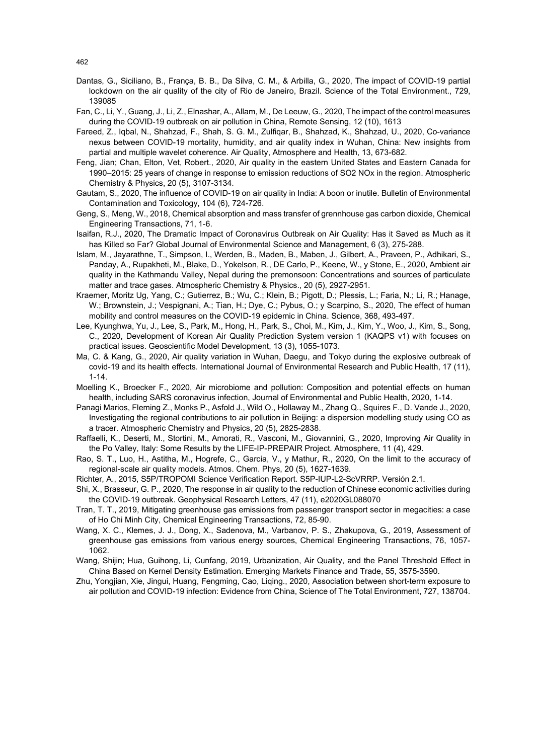Dantas, G., Siciliano, B., França, B. B., Da Silva, C. M., & Arbilla, G., 2020, The impact of COVID-19 partial lockdown on the air quality of the city of Rio de Janeiro, Brazil. Science of the Total Environment., 729, 139085

Fan, C., Li, Y., Guang, J., Li, Z., Elnashar, A., Allam, M., De Leeuw, G., 2020, The impact of the control measures during the COVID-19 outbreak on air pollution in China, Remote Sensing, 12 (10), 1613

Fareed, Z., Iqbal, N., Shahzad, F., Shah, S. G. M., Zulfiqar, B., Shahzad, K., Shahzad, U., 2020, Co-variance nexus between COVID-19 mortality, humidity, and air quality index in Wuhan, China: New insights from partial and multiple wavelet coherence. Air Quality, Atmosphere and Health, 13, 673-682.

Feng, Jian; Chan, Elton, Vet, Robert., 2020, Air quality in the eastern United States and Eastern Canada for 1990–2015: 25 years of change in response to emission reductions of SO2 NOx in the region. Atmospheric Chemistry & Physics, 20 (5), 3107-3134.

Gautam, S., 2020, The influence of COVID-19 on air quality in India: A boon or inutile. Bulletin of Environmental Contamination and Toxicology, 104 (6), 724-726.

Geng, S., Meng, W., 2018, Chemical absorption and mass transfer of grennhouse gas carbon dioxide, Chemical Engineering Transactions, 71, 1-6.

Isaifan, R.J., 2020, The Dramatic Impact of Coronavirus Outbreak on Air Quality: Has it Saved as Much as it has Killed so Far? Global Journal of Environmental Science and Management, 6 (3), 275-288.

Islam, M., Jayarathne, T., Simpson, I., Werden, B., Maden, B., Maben, J., Gilbert, A., Praveen, P., Adhikari, S., Panday, A., Rupakheti, M., Blake, D., Yokelson, R., DE Carlo, P., Keene, W., y Stone, E., 2020, Ambient air quality in the Kathmandu Valley, Nepal during the premonsoon: Concentrations and sources of particulate matter and trace gases. Atmospheric Chemistry & Physics., 20 (5), 2927-2951.

Kraemer, Moritz Ug, Yang, C.; Gutierrez, B.; Wu, C.; Klein, B.; Pigott, D.; Plessis, L.; Faria, N.; Li, R.; Hanage, W.; Brownstein, J.; Vespignani, A.; Tian, H.; Dye, C.; Pybus, O.; y Scarpino, S., 2020, The effect of human mobility and control measures on the COVID-19 epidemic in China. Science, 368, 493-497.

Lee, Kyunghwa, Yu, J., Lee, S., Park, M., Hong, H., Park, S., Choi, M., Kim, J., Kim, Y., Woo, J., Kim, S., Song, C., 2020, Development of Korean Air Quality Prediction System version 1 (KAQPS v1) with focuses on practical issues. Geoscientific Model Development, 13 (3), 1055-1073.

Ma, C. & Kang, G., 2020, Air quality variation in Wuhan, Daegu, and Tokyo during the explosive outbreak of covid-19 and its health effects. International Journal of Environmental Research and Public Health, 17 (11), 1-14.

Moelling K., Broecker F., 2020, Air microbiome and pollution: Composition and potential effects on human health, including SARS coronavirus infection, Journal of Environmental and Public Health, 2020, 1-14.

Panagi Marios, Fleming Z., Monks P., Asfold J., Wild O., Hollaway M., Zhang Q., Squires F., D. Vande J., 2020, Investigating the regional contributions to air pollution in Beijing: a dispersion modelling study using CO as a tracer. Atmospheric Chemistry and Physics, 20 (5), 2825-2838.

Raffaelli, K., Deserti, M., Stortini, M., Amorati, R., Vasconi, M., Giovannini, G., 2020, Improving Air Quality in the Po Valley, Italy: Some Results by the LIFE-IP-PREPAIR Project. Atmosphere, 11 (4), 429.

Rao, S. T., Luo, H., Astitha, M., Hogrefe, C., Garcia, V., y Mathur, R., 2020, On the limit to the accuracy of regional-scale air quality models. Atmos. Chem. Phys, 20 (5), 1627-1639.

Richter, A., 2015, S5P/TROPOMI Science Verification Report. S5P-IUP-L2-ScVRRP. Versión 2.1.

Shi, X., Brasseur, G. P., 2020, The response in air quality to the reduction of Chinese economic activities during the COVID-19 outbreak. Geophysical Research Letters, 47 (11), e2020GL088070

Tran, T. T., 2019, Mitigating greenhouse gas emissions from passenger transport sector in megacities: a case of Ho Chi Minh City, Chemical Engineering Transactions, 72, 85-90.

Wang, X. C., Klemes, J. J., Dong, X., Sadenova, M., Varbanov, P. S., Zhakupova, G., 2019, Assessment of greenhouse gas emissions from various energy sources, Chemical Engineering Transactions, 76, 1057-1062.

Wang, Shijin; Hua, Guihong, Li, Cunfang, 2019, Urbanization, Air Quality, and the Panel Threshold Effect in China Based on Kernel Density Estimation. Emerging Markets Finance and Trade, 55, 3575-3590.

Zhu, Yongjian, Xie, Jingui, Huang, Fengming, Cao, Liqing., 2020, Association between short-term exposure to air pollution and COVID-19 infection: Evidence from China, Science of The Total Environment, 727, 138704.